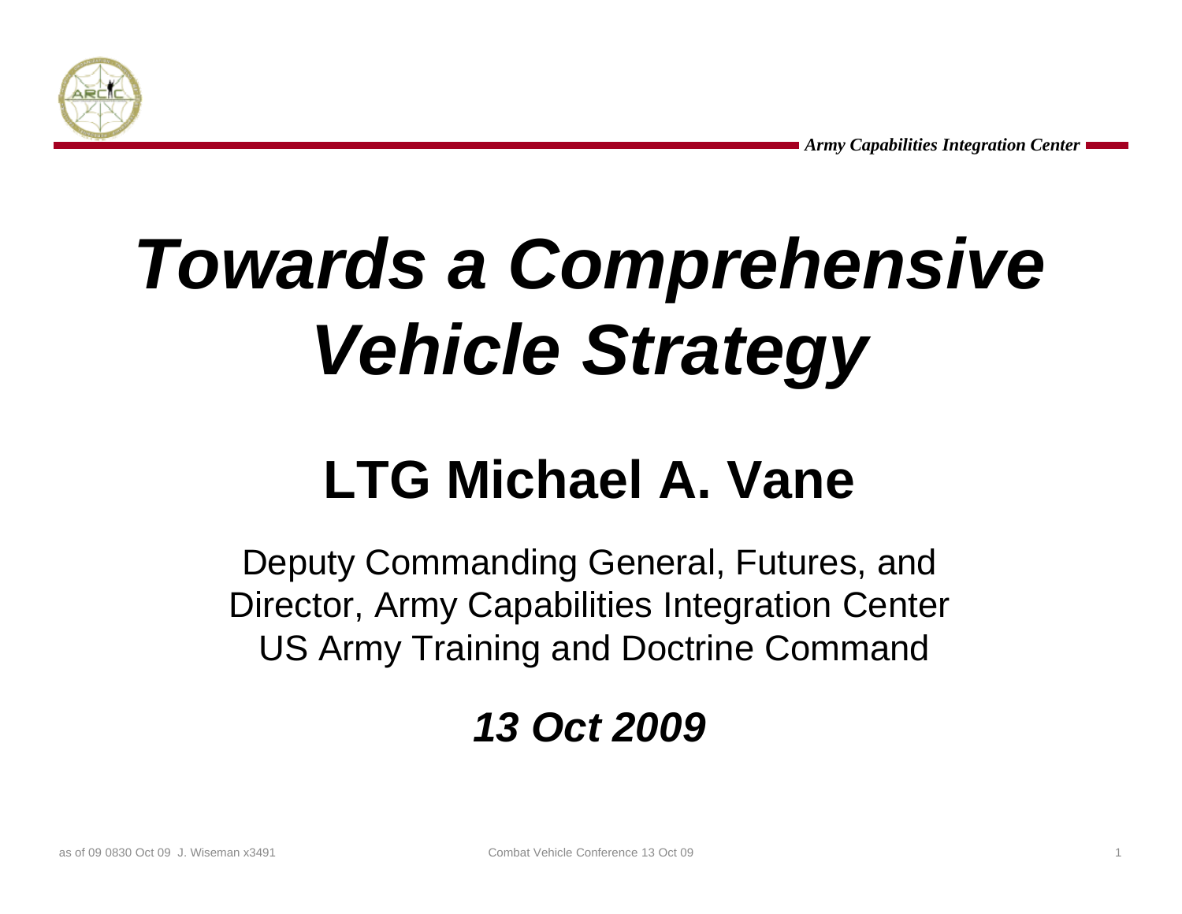# *Towards a Comprehensive Vehicle Strategy*

## LTG Michael A. Vane

Deputy Commanding General, Futures, and
Director, Army Capabilities Integration Center
US Army Training and Doctrine Command

***13 Oct 2009***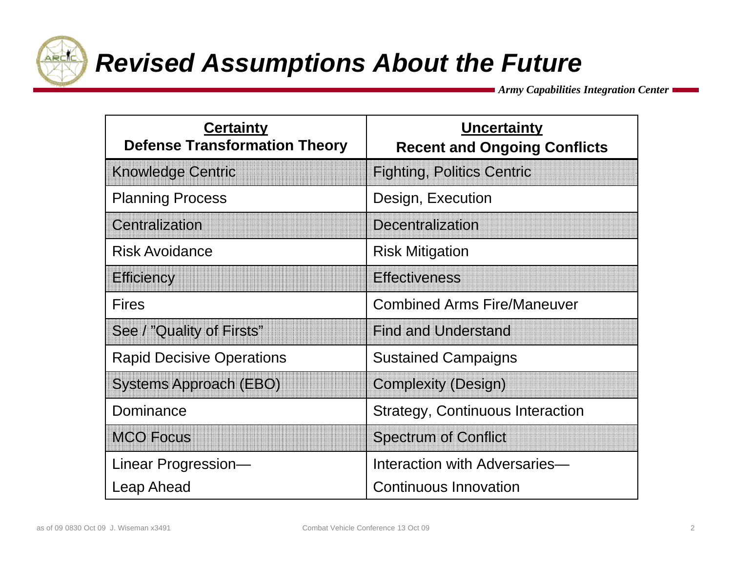# *Revised Assumptions About the Future*

| **Certainty**<br>**Defense Transformation Theory** | **Uncertainty**<br>**Recent and Ongoing Conflicts** |
|---|---|
| Knowledge Centric | Fighting, Politics Centric |
| Planning Process | Design, Execution |
| Centralization | Decentralization |
| Risk Avoidance | Risk Mitigation |
| Efficiency | Effectiveness |
| Fires | Combined Arms Fire/Maneuver |
| See / "Quality of Firsts" | Find and Understand |
| Rapid Decisive Operations | Sustained Campaigns |
| Systems Approach (EBO) | Complexity (Design) |
| Dominance | Strategy, Continuous Interaction |
| MCO Focus | Spectrum of Conflict |
| Linear Progression—<br>Leap Ahead | Interaction with Adversaries—<br>Continuous Innovation |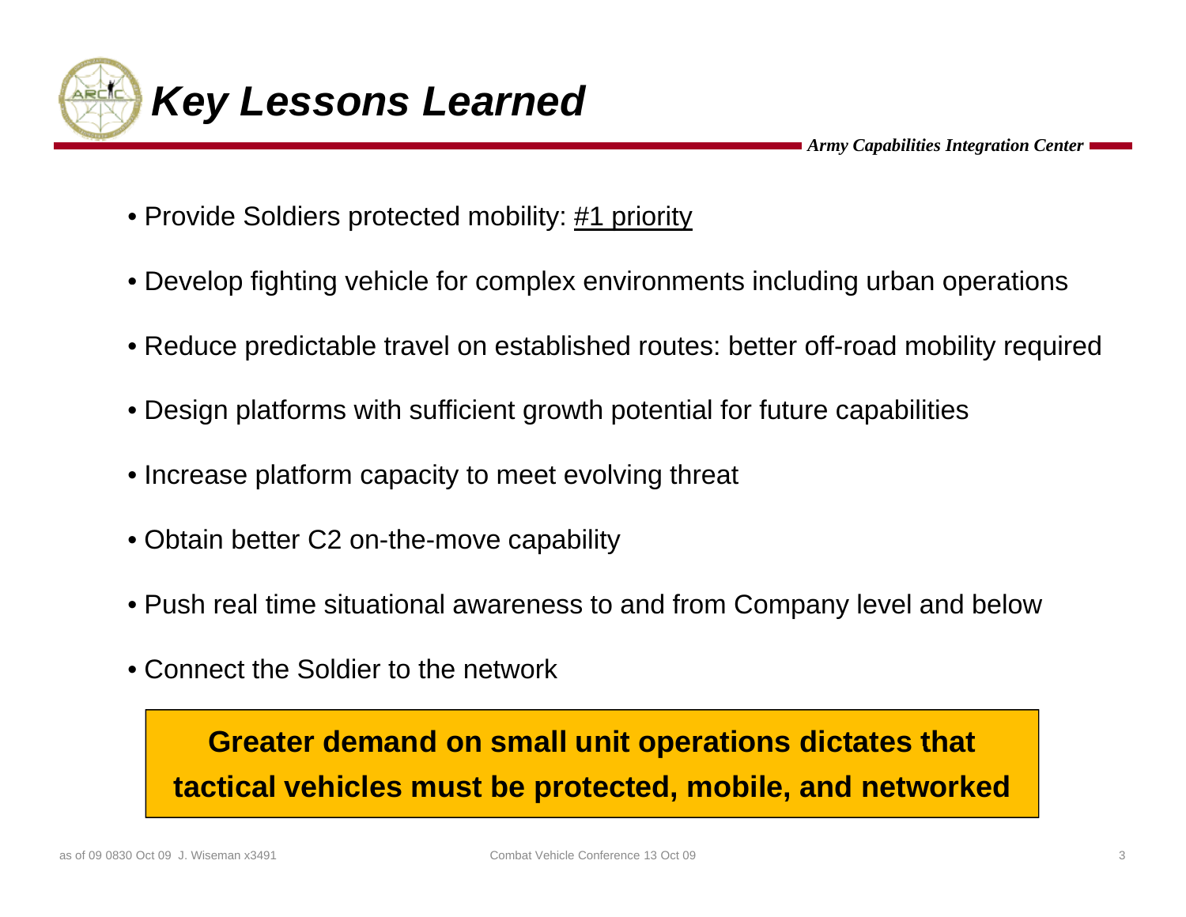# *Key Lessons Learned*

- Provide Soldiers protected mobility: <u>#1 priority</u>
- Develop fighting vehicle for complex environments including urban operations
- Reduce predictable travel on established routes: better off-road mobility required
- Design platforms with sufficient growth potential for future capabilities
- Increase platform capacity to meet evolving threat
- Obtain better C2 on-the-move capability
- Push real time situational awareness to and from Company level and below
- Connect the Soldier to the network

**Greater demand on small unit operations dictates that tactical vehicles must be protected, mobile, and networked**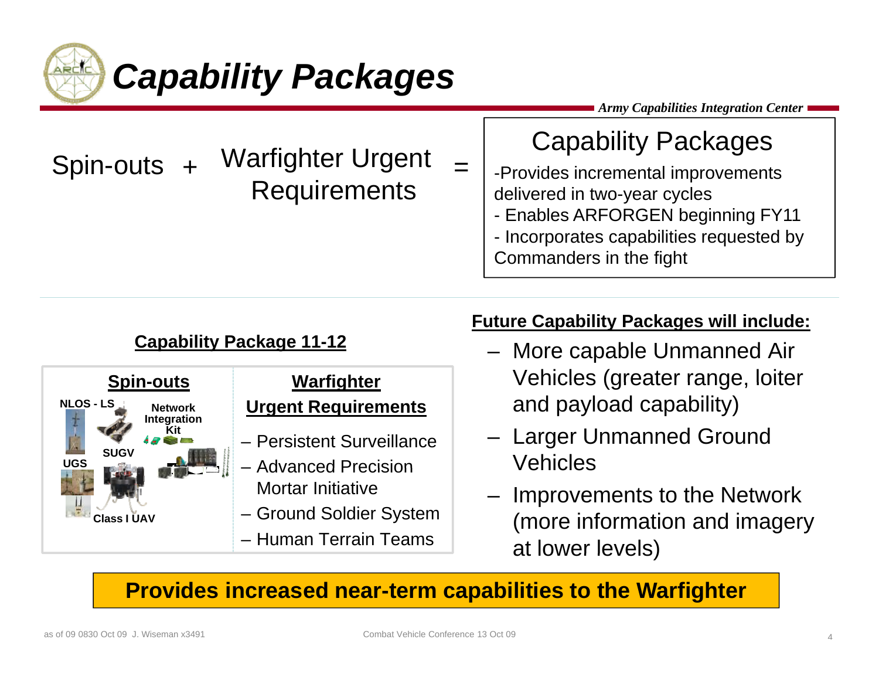# Capability Packages

*Army Capabilities Integration Center*

Spin-outs + Warfighter Urgent Requirements =

## Capability Packages

- Provides incremental improvements delivered in two-year cycles
- Enables ARFORGEN beginning FY11
- Incorporates capabilities requested by Commanders in the fight

**Capability Package 11-12**

| **Spin-outs** | **Warfighter Urgent Requirements** |
| --- | --- |
| NLOS - LS, Network Integration Kit, SUGV, UGS, Class I UAV | – Persistent Surveillance<br>– Advanced Precision Mortar Initiative<br>– Ground Soldier System<br>– Human Terrain Teams |

**Future Capability Packages will include:**

- More capable Unmanned Air Vehicles (greater range, loiter and payload capability)
- Larger Unmanned Ground Vehicles
- Improvements to the Network (more information and imagery at lower levels)

**Provides increased near-term capabilities to the Warfighter**

as of 09 0830 Oct 09 J. Wiseman x3491

Combat Vehicle Conference 13 Oct 09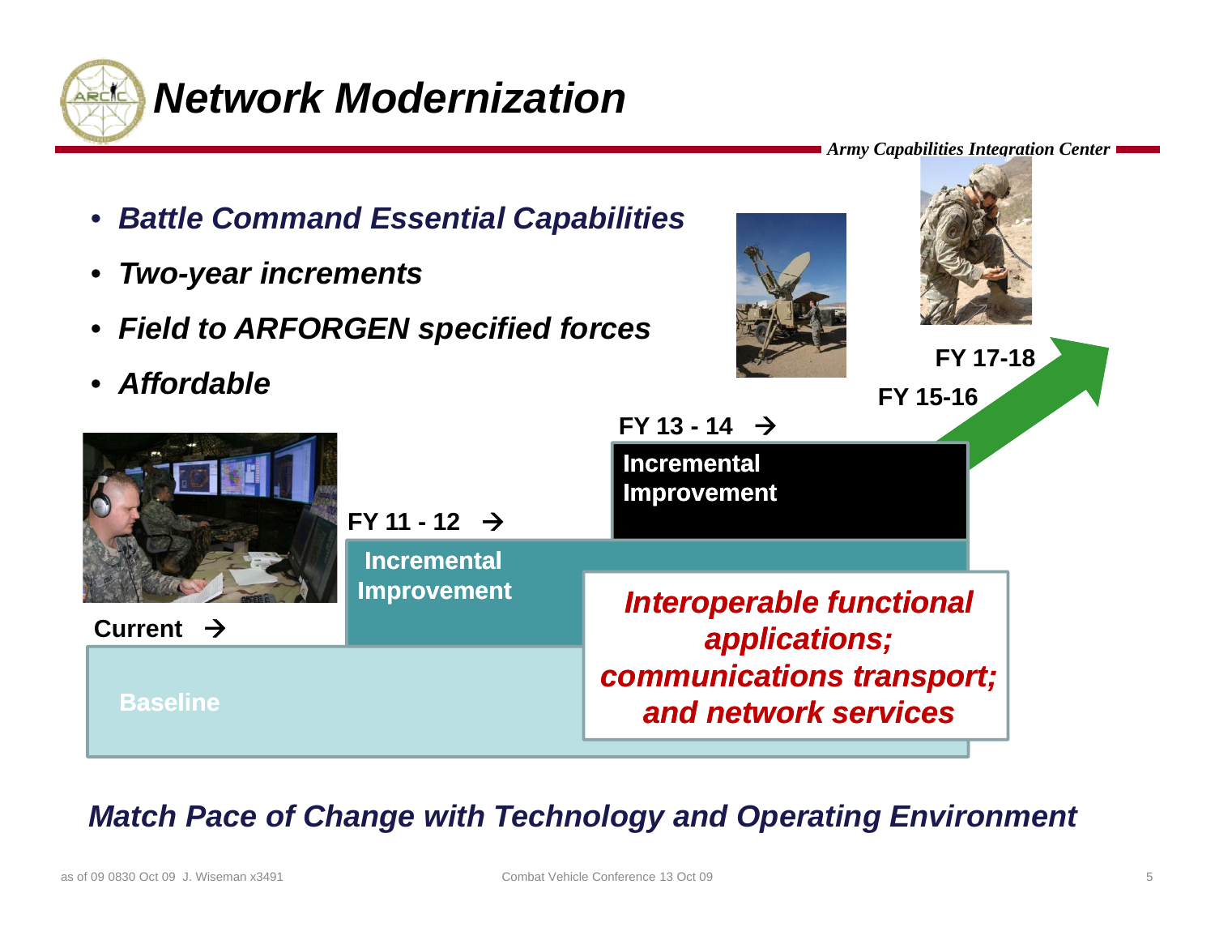# Network Modernization

- ***Battle Command Essential Capabilities***
- ***Two-year increments***
- ***Field to ARFORGEN specified forces***
- ***Affordable***

**Current →**

**Baseline**

**FY 11 - 12 →**

**Incremental Improvement**

**FY 13 - 14 →**

**Incremental Improvement**

**FY 15-16**

**FY 17-18**

***Interoperable functional applications; communications transport; and network services***

***Match Pace of Change with Technology and Operating Environment***

as of 09 0830 Oct 09 J. Wiseman x3491

Combat Vehicle Conference 13 Oct 09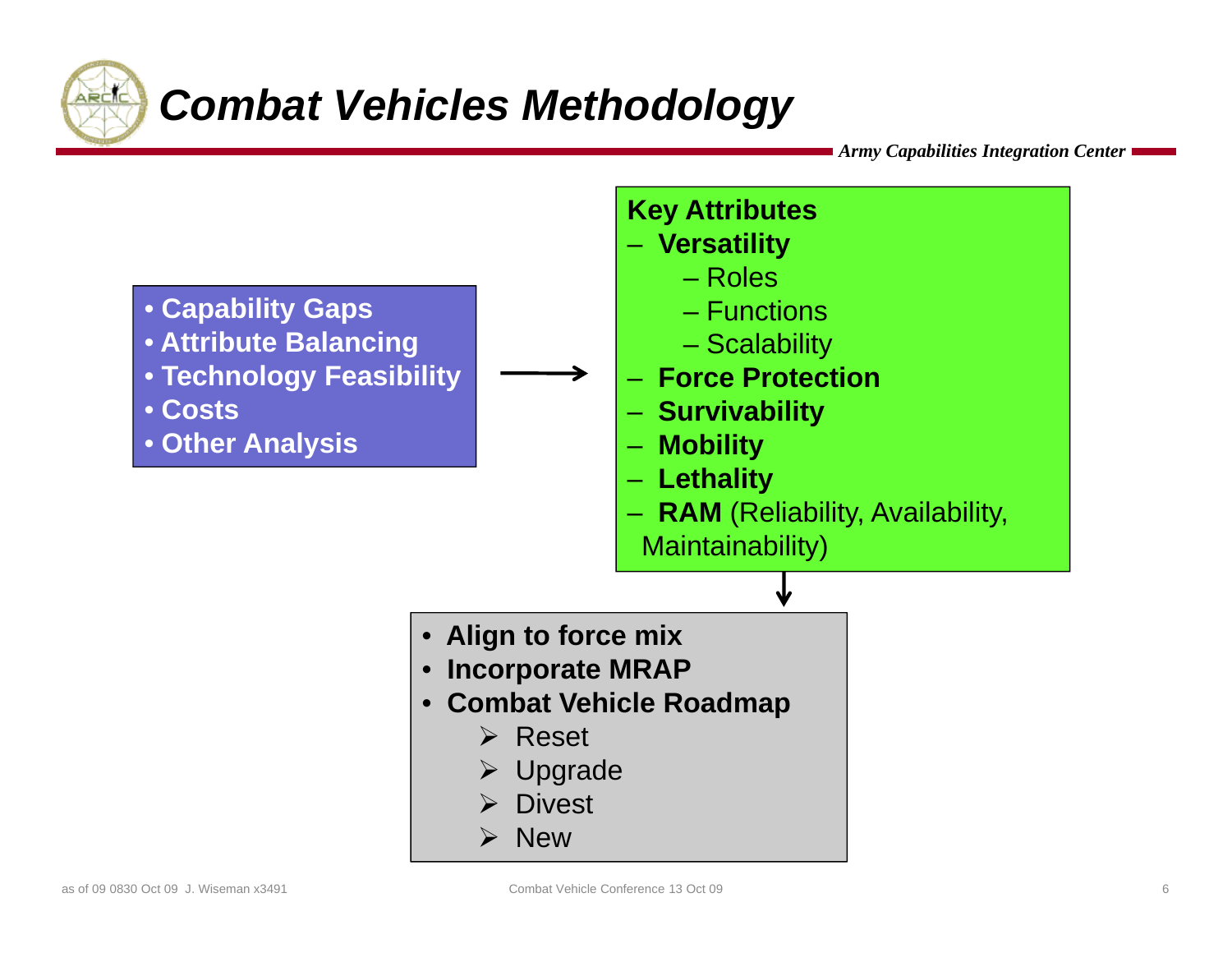# Combat Vehicles Methodology

- Capability Gaps
- Attribute Balancing
- Technology Feasibility
- Costs
- Other Analysis

→

**Key Attributes**

- **Versatility**
  - Roles
  - Functions
  - Scalability
- **Force Protection**
- **Survivability**
- **Mobility**
- **Lethality**
- **RAM** (Reliability, Availability, Maintainability)

↓

- **Align to force mix**
- **Incorporate MRAP**
- **Combat Vehicle Roadmap**
  - Reset
  - Upgrade
  - Divest
  - New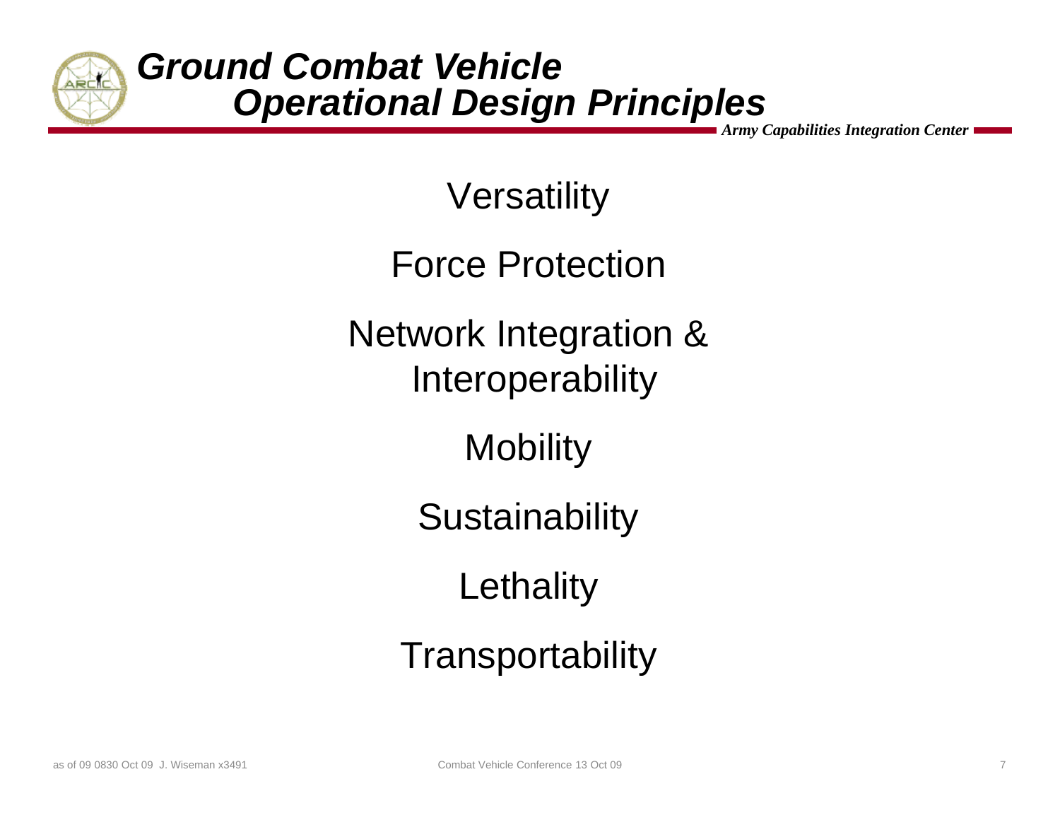# Ground Combat Vehicle Operational Design Principles

Versatility

Force Protection

Network Integration & Interoperability

Mobility

Sustainability

Lethality

Transportability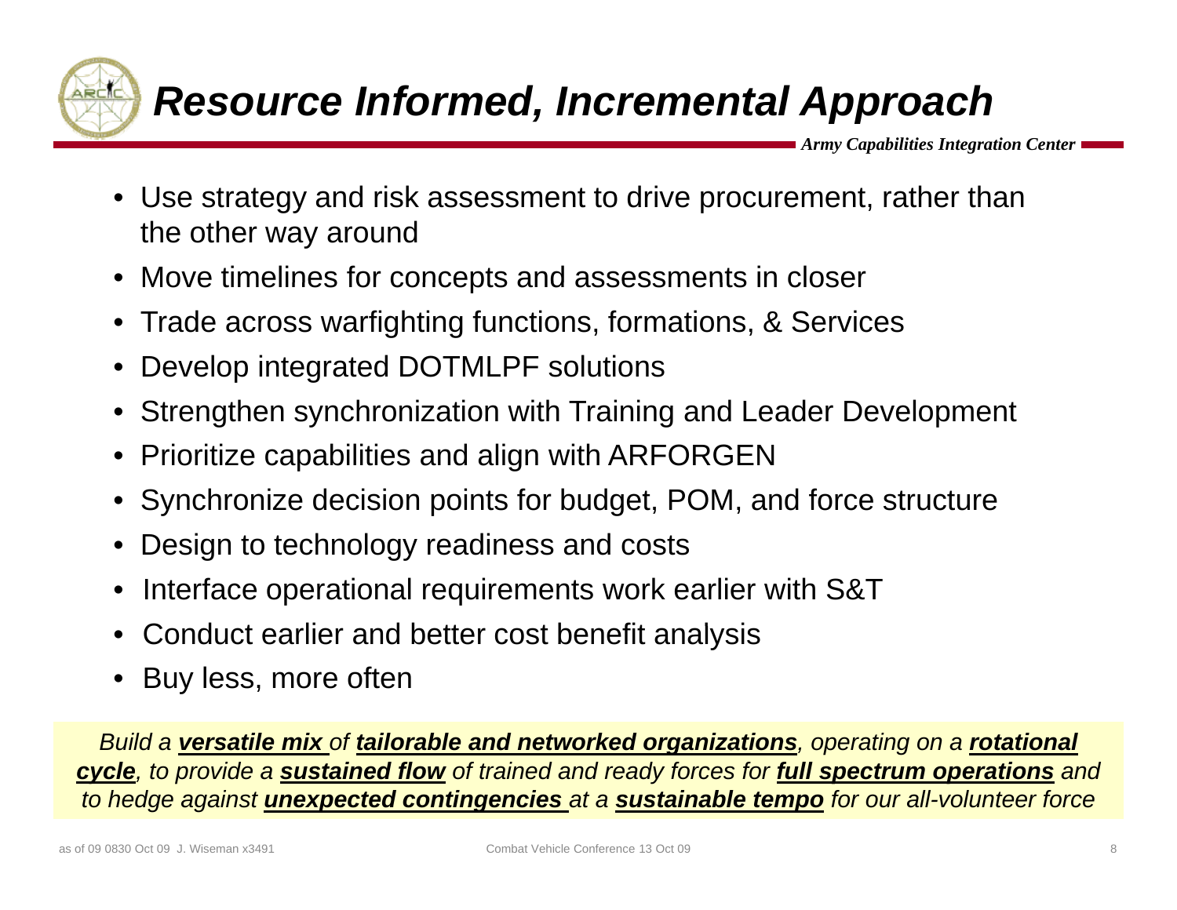# Resource Informed, Incremental Approach

- Use strategy and risk assessment to drive procurement, rather than the other way around
- Move timelines for concepts and assessments in closer
- Trade across warfighting functions, formations, & Services
- Develop integrated DOTMLPF solutions
- Strengthen synchronization with Training and Leader Development
- Prioritize capabilities and align with ARFORGEN
- Synchronize decision points for budget, POM, and force structure
- Design to technology readiness and costs
- Interface operational requirements work earlier with S&T
- Conduct earlier and better cost benefit analysis
- Buy less, more often

*Build a **versatile mix** of **tailorable and networked organizations**, operating on a **rotational cycle**, to provide a **sustained flow** of trained and ready forces for **full spectrum operations** and to hedge against **unexpected contingencies** at a **sustainable tempo** for our all-volunteer force*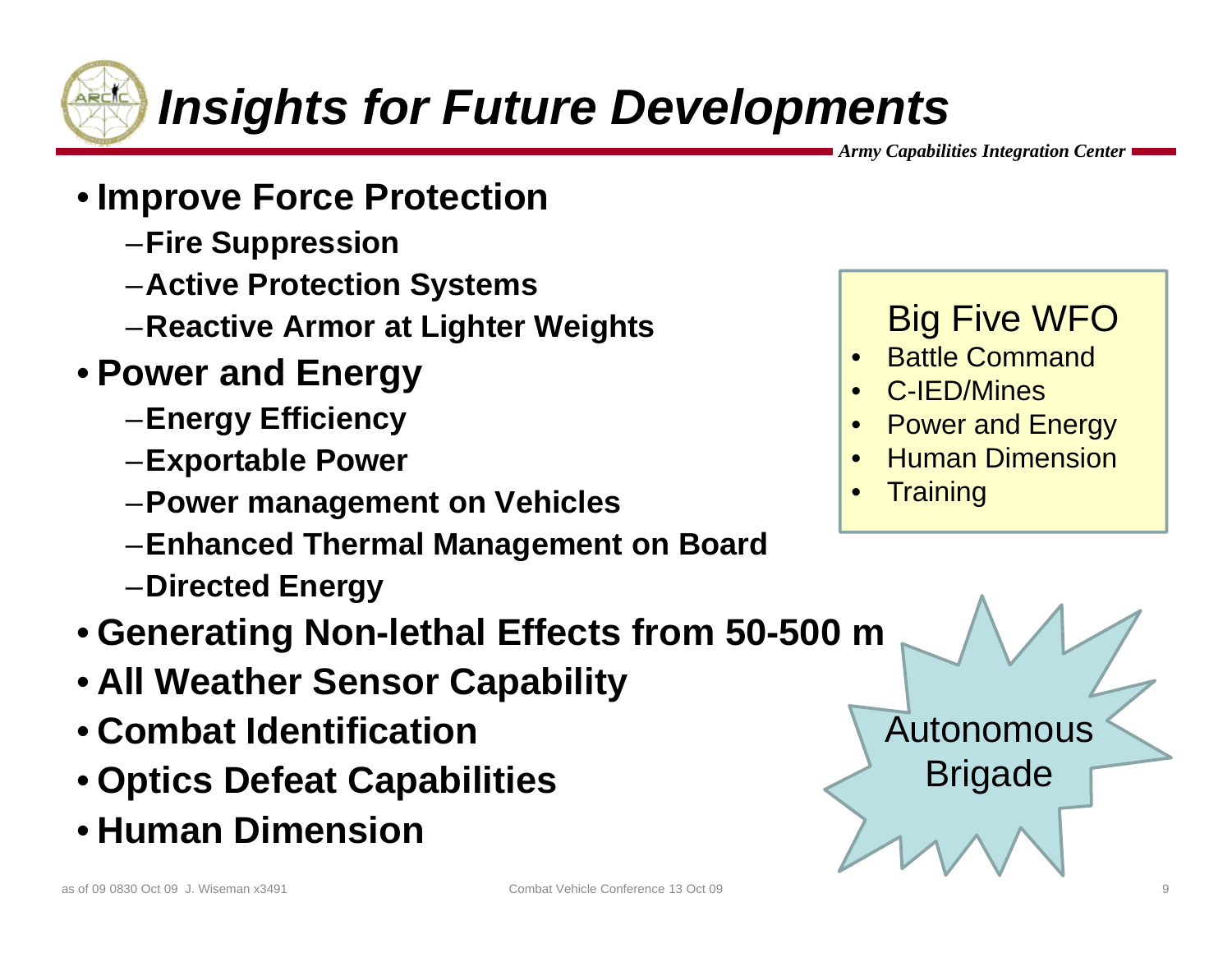# Insights for Future Developments

*Army Capabilities Integration Center*

- **Improve Force Protection**
  - **Fire Suppression**
  - **Active Protection Systems**
  - **Reactive Armor at Lighter Weights**
- **Power and Energy**
  - **Energy Efficiency**
  - **Exportable Power**
  - **Power management on Vehicles**
  - **Enhanced Thermal Management on Board**
  - **Directed Energy**
- **Generating Non-lethal Effects from 50-500 m**
- **All Weather Sensor Capability**
- **Combat Identification**
- **Optics Defeat Capabilities**
- **Human Dimension**

Big Five WFO

- Battle Command
- C-IED/Mines
- Power and Energy
- Human Dimension
- Training

Autonomous Brigade

as of 09 0830 Oct 09 J. Wiseman x3491

Combat Vehicle Conference 13 Oct 09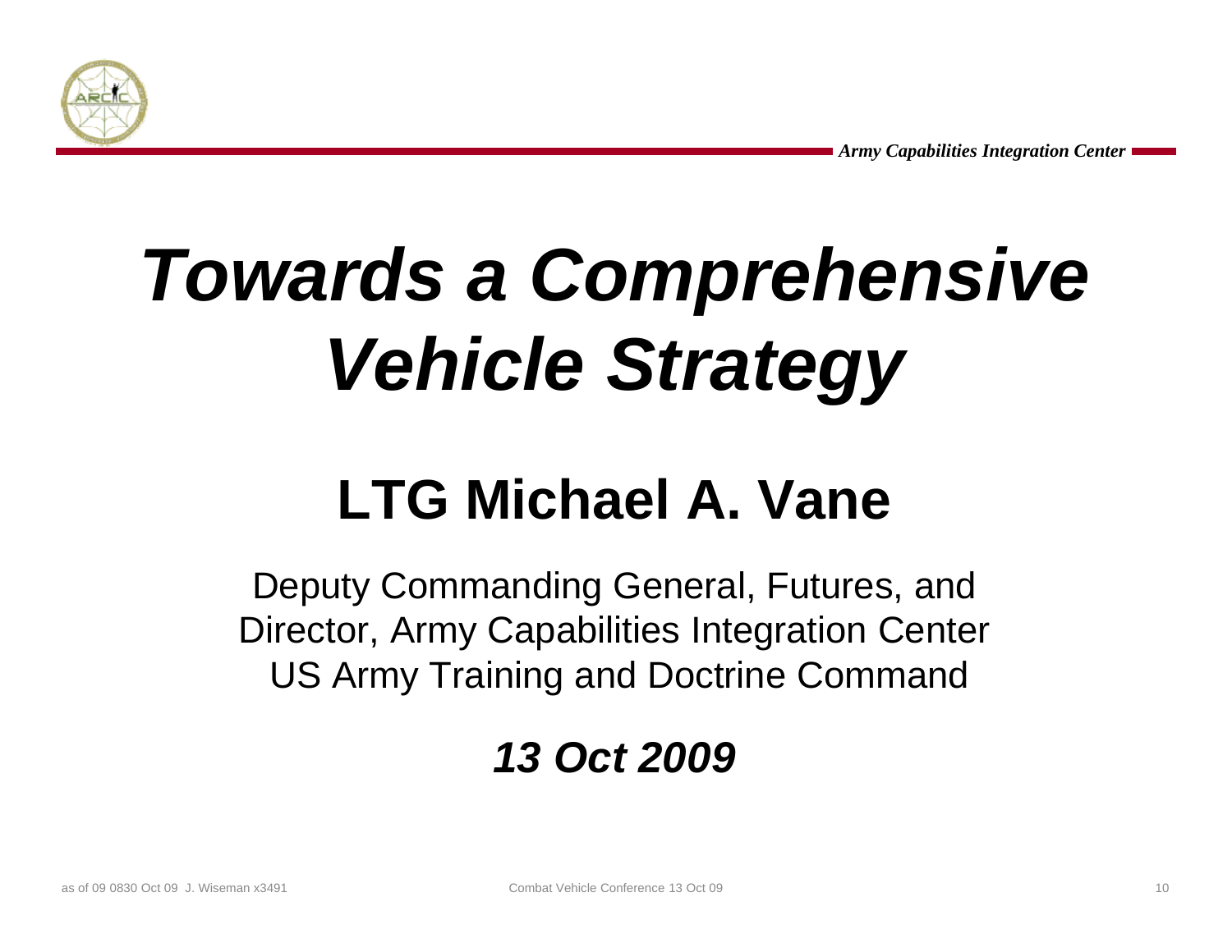# *Towards a Comprehensive Vehicle Strategy*

## LTG Michael A. Vane

Deputy Commanding General, Futures, and
Director, Army Capabilities Integration Center
US Army Training and Doctrine Command

***13 Oct 2009***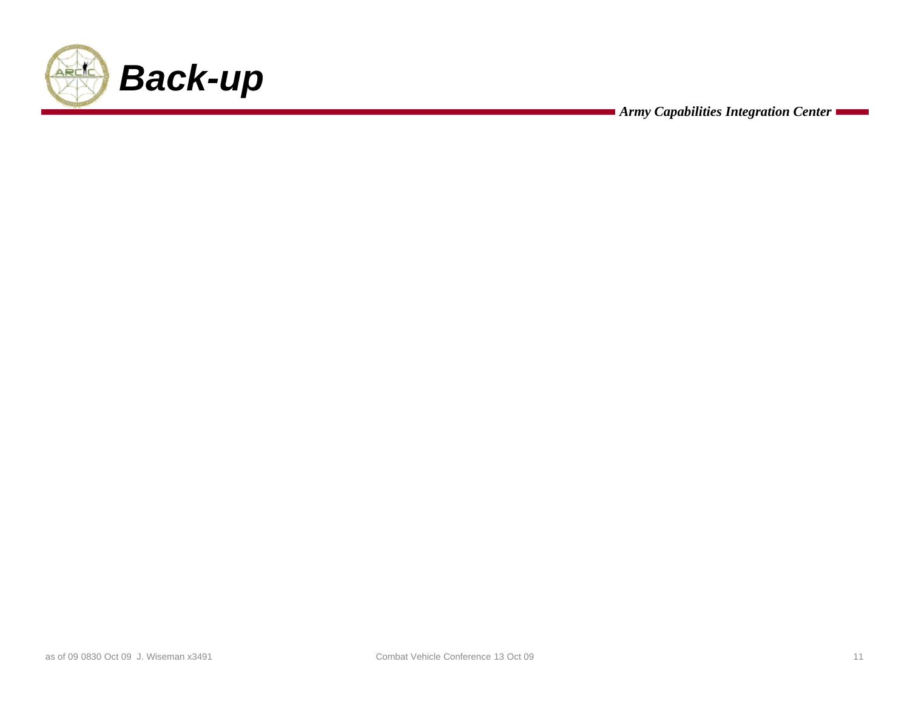# Back-up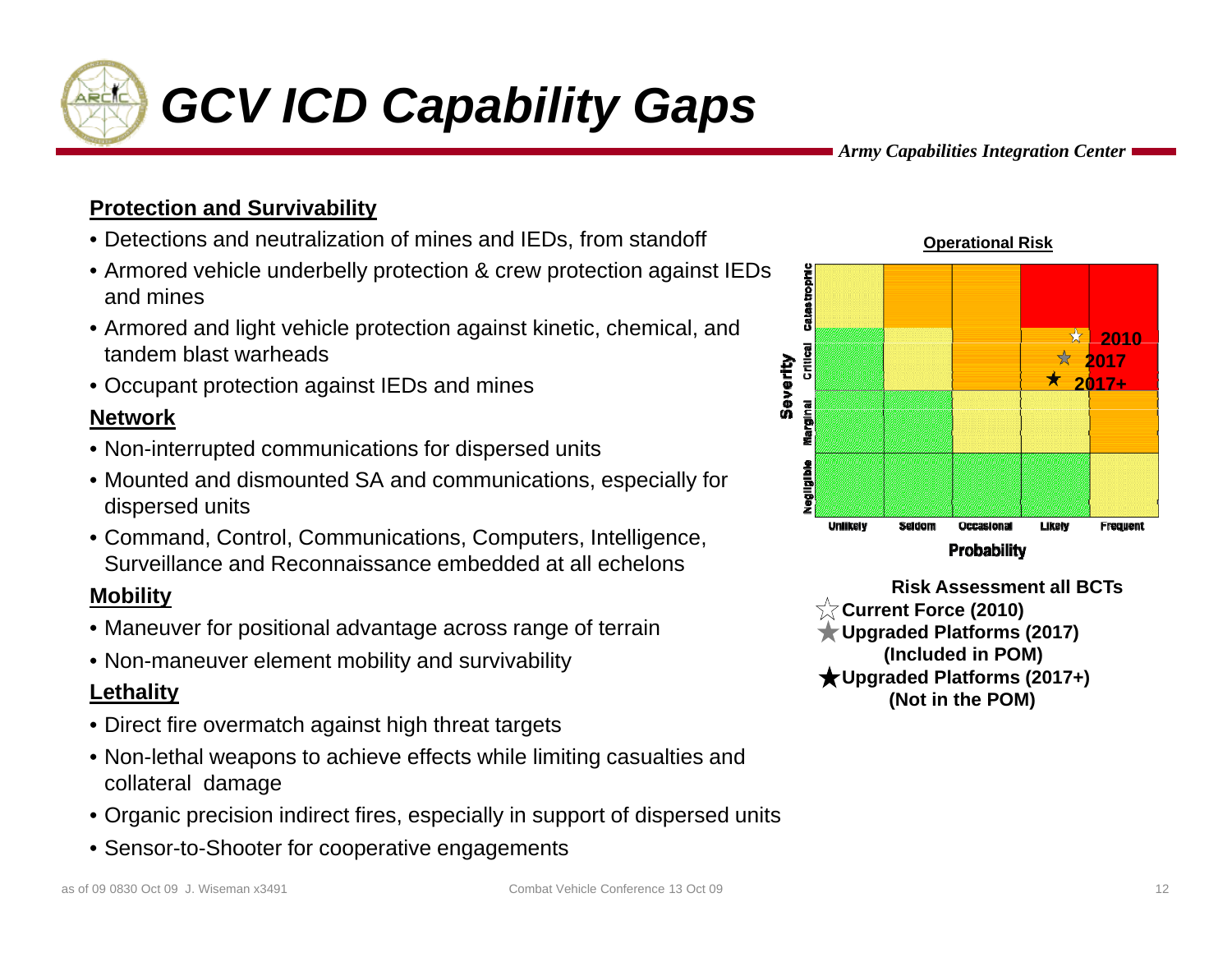# GCV ICD Capability Gaps

*Army Capabilities Integration Center*

**Protection and Survivability**

- Detections and neutralization of mines and IEDs, from standoff
- Armored vehicle underbelly protection & crew protection against IEDs and mines
- Armored and light vehicle protection against kinetic, chemical, and tandem blast warheads
- Occupant protection against IEDs and mines

**Network**

- Non-interrupted communications for dispersed units
- Mounted and dismounted SA and communications, especially for dispersed units
- Command, Control, Communications, Computers, Intelligence, Surveillance and Reconnaissance embedded at all echelons

**Mobility**

- Maneuver for positional advantage across range of terrain
- Non-maneuver element mobility and survivability

**Lethality**

- Direct fire overmatch against high threat targets
- Non-lethal weapons to achieve effects while limiting casualties and collateral damage
- Organic precision indirect fires, especially in support of dispersed units
- Sensor-to-Shooter for cooperative engagements

**Operational Risk**

| Severity \ Probability | Unlikely | Seldom | Occasional | Likely | Frequent |
|---|---|---|---|---|---|
| Catastrophic | | | | | |
| Critical | | | | ☆ 2010, ★ 2017, ★ 2017+ | |
| Marginal | | | | | |
| Negligible | | | | | |

**Risk Assessment all BCTs**

- ☆ **Current Force (2010)**
- ★ **Upgraded Platforms (2017) (Included in POM)**
- ★ **Upgraded Platforms (2017+) (Not in the POM)**

as of 09 0830 Oct 09 J. Wiseman x3491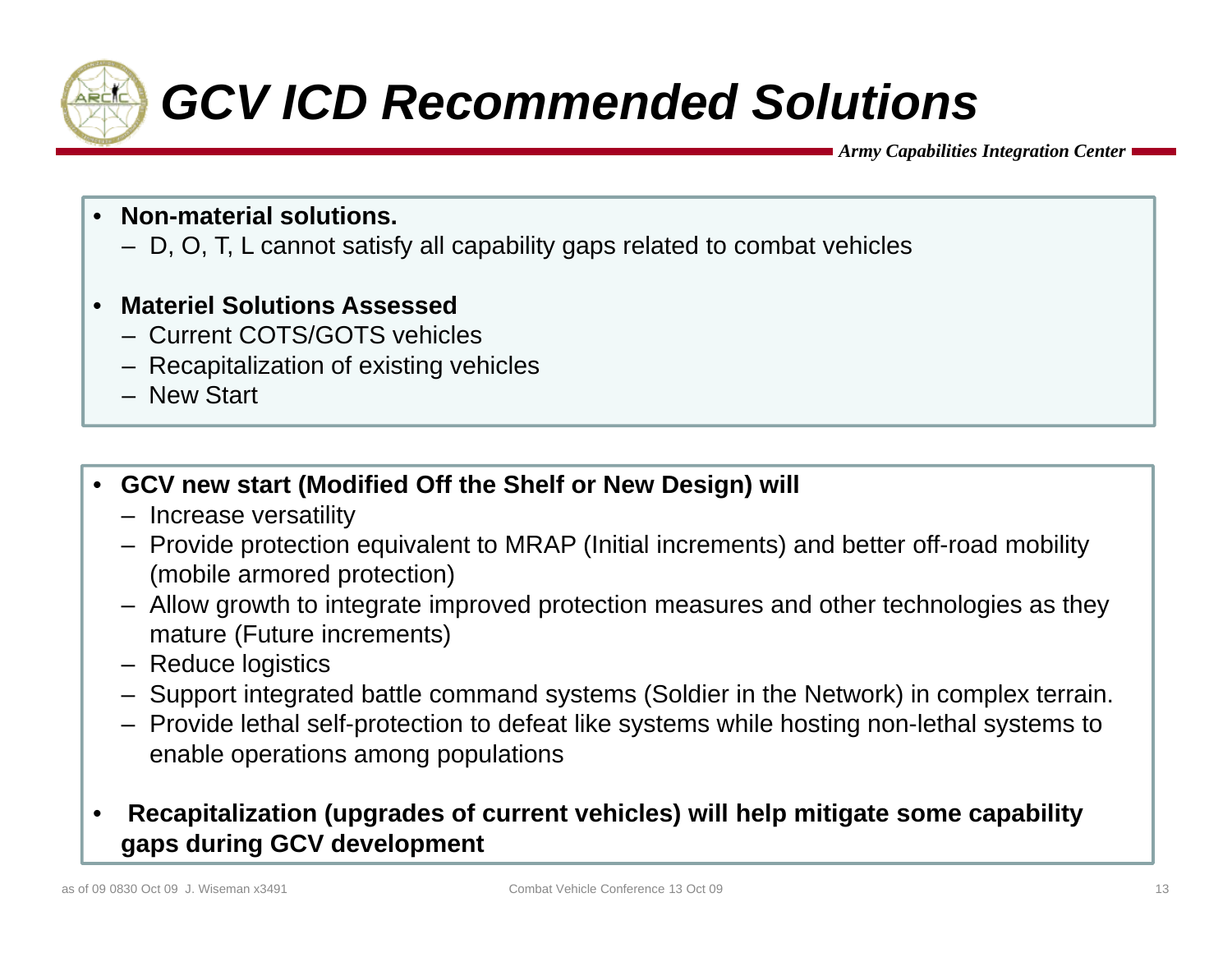# *GCV ICD Recommended Solutions*

*Army Capabilities Integration Center*

- **Non-material solutions.**
  - D, O, T, L cannot satisfy all capability gaps related to combat vehicles

- **Materiel Solutions Assessed**
  - Current COTS/GOTS vehicles
  - Recapitalization of existing vehicles
  - New Start

- **GCV new start (Modified Off the Shelf or New Design) will**
  - Increase versatility
  - Provide protection equivalent to MRAP (Initial increments) and better off-road mobility (mobile armored protection)
  - Allow growth to integrate improved protection measures and other technologies as they mature (Future increments)
  - Reduce logistics
  - Support integrated battle command systems (Soldier in the Network) in complex terrain.
  - Provide lethal self-protection to defeat like systems while hosting non-lethal systems to enable operations among populations

- **Recapitalization (upgrades of current vehicles) will help mitigate some capability gaps during GCV development**

as of 09 0830 Oct 09 J. Wiseman x3491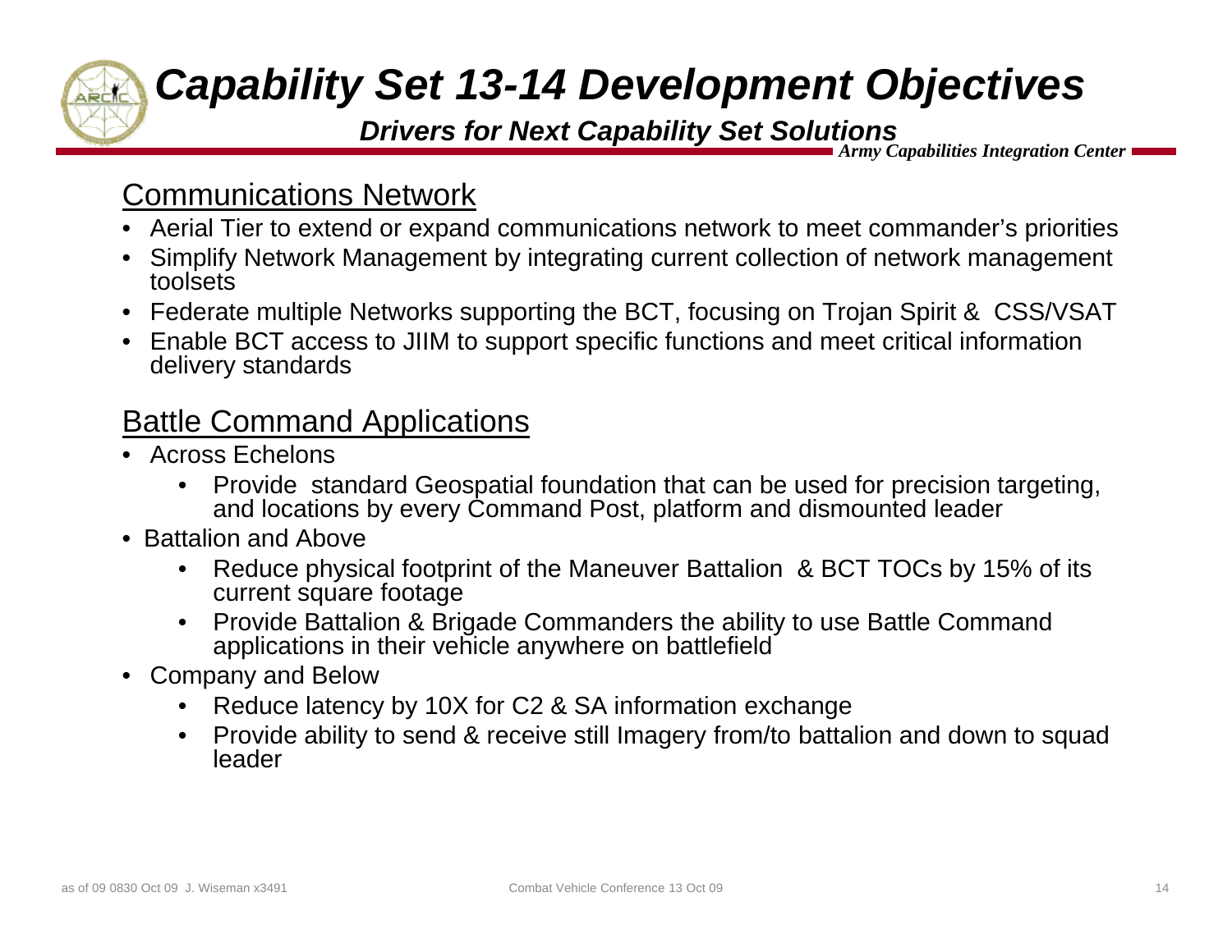# Capability Set 13-14 Development Objectives

### *Drivers for Next Capability Set Solutions*

*Army Capabilities Integration Center*

## Communications Network

- Aerial Tier to extend or expand communications network to meet commander's priorities
- Simplify Network Management by integrating current collection of network management toolsets
- Federate multiple Networks supporting the BCT, focusing on Trojan Spirit & CSS/VSAT
- Enable BCT access to JIIM to support specific functions and meet critical information delivery standards

## Battle Command Applications

- Across Echelons
  - Provide standard Geospatial foundation that can be used for precision targeting, and locations by every Command Post, platform and dismounted leader
- Battalion and Above
  - Reduce physical footprint of the Maneuver Battalion & BCT TOCs by 15% of its current square footage
  - Provide Battalion & Brigade Commanders the ability to use Battle Command applications in their vehicle anywhere on battlefield
- Company and Below
  - Reduce latency by 10X for C2 & SA information exchange
  - Provide ability to send & receive still Imagery from/to battalion and down to squad leader

as of 09 0830 Oct 09 J. Wiseman x3491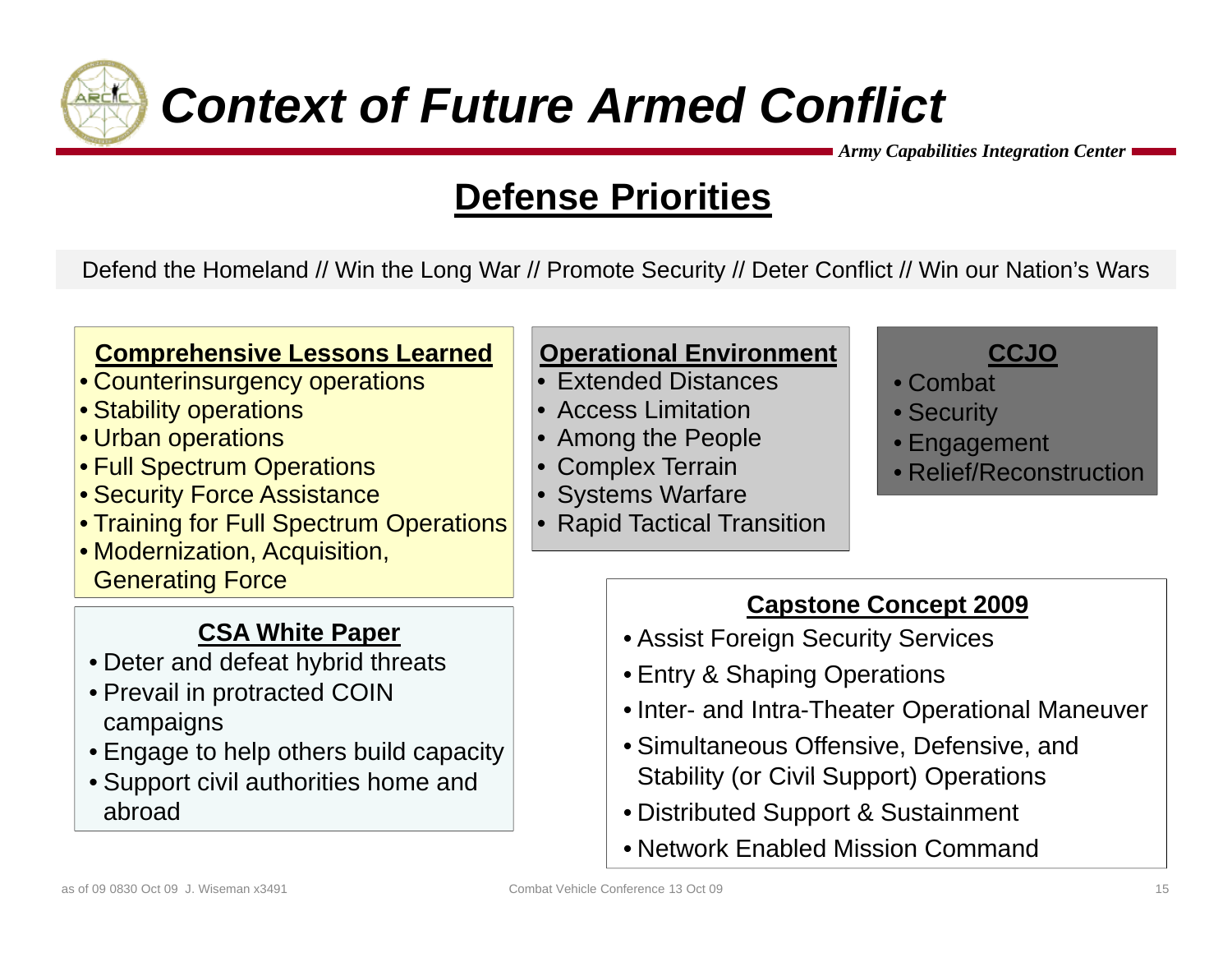# Context of Future Armed Conflict

*Army Capabilities Integration Center*

## Defense Priorities

Defend the Homeland // Win the Long War // Promote Security // Deter Conflict // Win our Nation's Wars

**Comprehensive Lessons Learned**

- Counterinsurgency operations
- Stability operations
- Urban operations
- Full Spectrum Operations
- Security Force Assistance
- Training for Full Spectrum Operations
- Modernization, Acquisition, Generating Force

**Operational Environment**

- Extended Distances
- Access Limitation
- Among the People
- Complex Terrain
- Systems Warfare
- Rapid Tactical Transition

**CCJO**

- Combat
- Security
- Engagement
- Relief/Reconstruction

**CSA White Paper**

- Deter and defeat hybrid threats
- Prevail in protracted COIN campaigns
- Engage to help others build capacity
- Support civil authorities home and abroad

**Capstone Concept 2009**

- Assist Foreign Security Services
- Entry & Shaping Operations
- Inter- and Intra-Theater Operational Maneuver
- Simultaneous Offensive, Defensive, and Stability (or Civil Support) Operations
- Distributed Support & Sustainment
- Network Enabled Mission Command